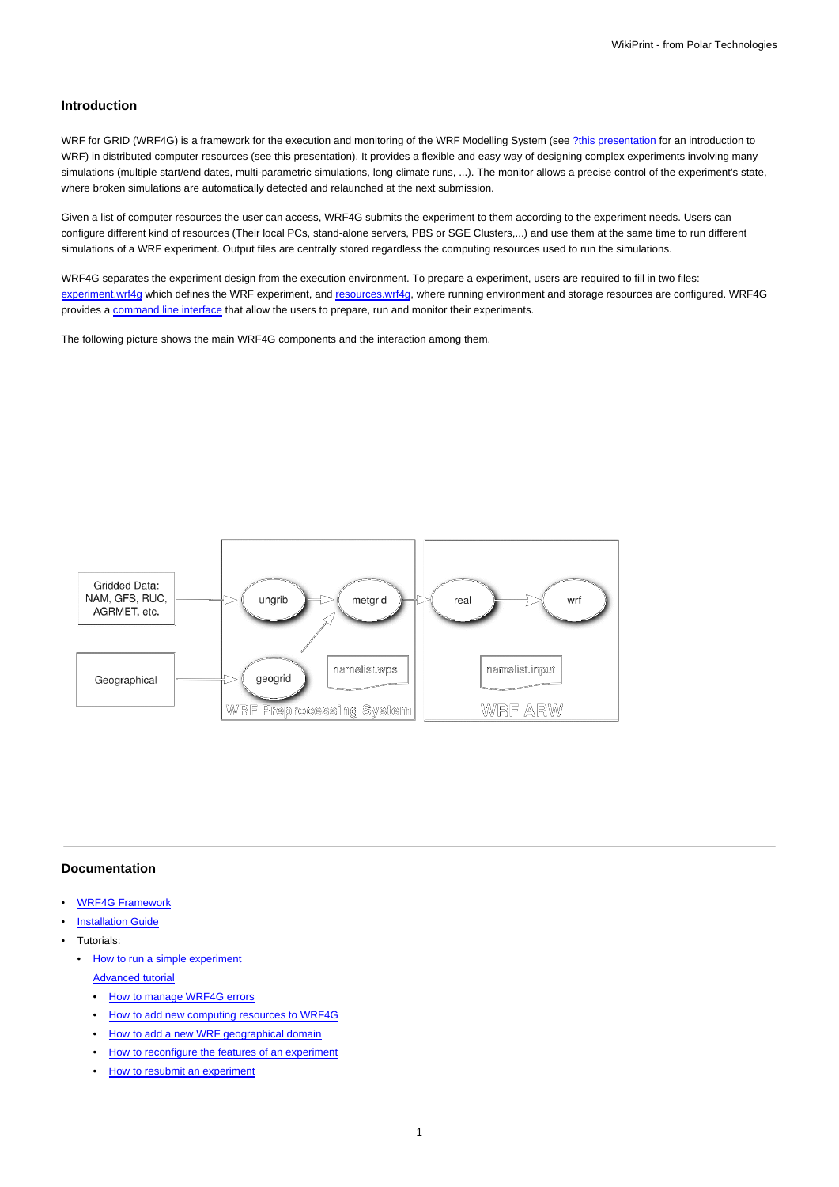## Introduction

WRF for GRID (WRF4G) is a framework for the execution and monitoring of the WRF Modelling System (see ?this presentation for an introduction to WRF) in distributed computer resources (see this presentation). It provides a flexible and easy way of designing complex experiments involving many simulations (multiple start/end dates, multi-parametric simulations, long climate runs, ...). The monitor allows a precise control of the experiment's state, where broken simulations are automatically detected and relaunched at the next submission.

Given a list of computer resources the user can access, WRF4G submits the experiment to them according to the experiment needs. Users can configure different kind of resources (Their local PCs, stand-alone servers, PBS or SGE Clusters,...) and use them at the same time to run different simulations of a WRF experiment. Output files are centrally stored regardless the computing resources used to run the simulations.

WRF4G separates the experiment design from the execution environment. To prepare a experiment, users are required to fill in two files: experiment.wrf4g which defines the WRF experiment, and resources.wrf4g, where running environment and storage resources are configured. WRF4G provides a command line interface that allow the users to prepare, run and monitor their experiments.

The following picture shows the main WRF4G components and the interaction among them.

## Documentation

- WRF4G Framework
- Installation Guide
- Tutorials:
  - How to run a simple experiment
    Advanced tutorial
    - How to manage WRF4G errors
    - How to add new computing resources to WRF4G
    - How to add a new WRF geographical domain
    - How to reconfigure the features of an experiment
    - How to resubmit an experiment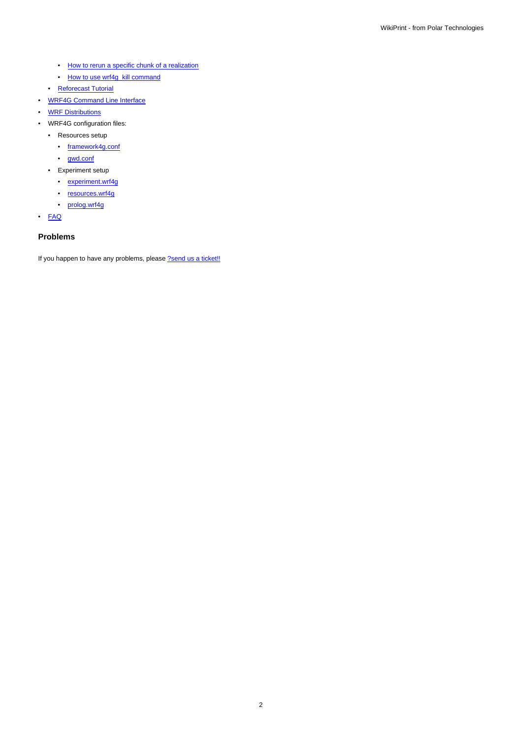- How to rerun a specific chunk of a realization
    - How to use wrf4g_kill command
  - Reforecast Tutorial
- WRF4G Command Line Interface
- WRF Distributions
- WRF4G configuration files:
  - Resources setup
    - framework4g.conf
    - gwd.conf
  - Experiment setup
    - experiment.wrf4g
    - resources.wrf4g
    - prolog.wrf4g
- FAQ

### Problems

If you happen to have any problems, please ?send us a ticket!!